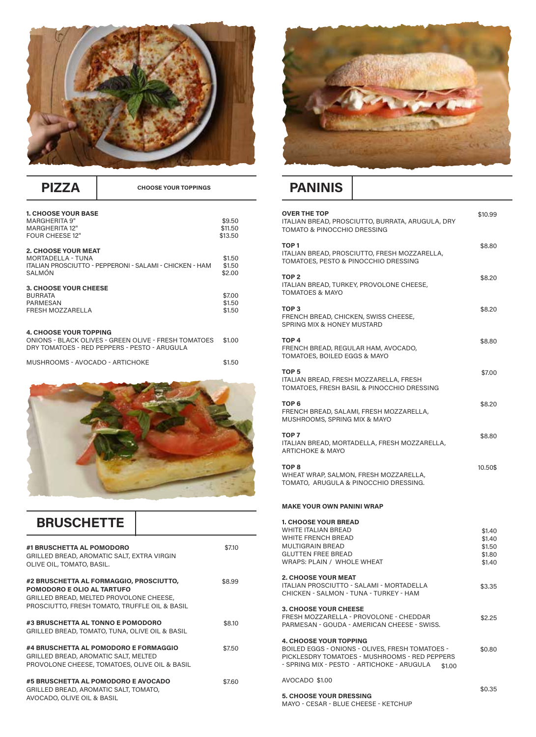## PIZZA

**CHOOSE YOUR TOPPINGS**

**1. CHOOSE YOUR BASE**

| | |
|---|---|
| MARGHERITA 9" | $9.50 |
| MARGHERITA 12" | $11.50 |
| FOUR CHEESE 12" | $13.50 |

**2. CHOOSE YOUR MEAT**

| | |
|---|---|
| MORTADELLA - TUNA | $1.50 |
| ITALIAN PROSCIUTTO - PEPPERONI - SALAMI - CHICKEN - HAM | $1.50 |
| SALMÓN | $2.00 |

**3. CHOOSE YOUR CHEESE**

| | |
|---|---|
| BURRATA | $7.00 |
| PARMESAN | $1.50 |
| FRESH MOZZARELLA | $1.50 |

**4. CHOOSE YOUR TOPPING**

| | |
|---|---|
| ONIONS - BLACK OLIVES - GREEN OLIVE - FRESH TOMATOES DRY TOMATOES - RED PEPPERS - PESTO - ARUGULA | $1.00 |
| MUSHROOMS - AVOCADO - ARTICHOKE | $1.50 |

## BRUSCHETTE

**#1 BRUSCHETTA AL POMODORO** — $7.10
GRILLED BREAD, AROMATIC SALT, EXTRA VIRGIN OLIVE OIL, TOMATO, BASIL.

**#2 BRUSCHETTA AL FORMAGGIO, PROSCIUTTO, POMODORO E OLIO AL TARTUFO** — $8.99
GRILLED BREAD, MELTED PROVOLONE CHEESE, PROSCIUTTO, FRESH TOMATO, TRUFFLE OIL & BASIL

**#3 BRUSCHETTA AL TONNO E POMODORO** — $8.10
GRILLED BREAD, TOMATO, TUNA, OLIVE OIL & BASIL

**#4 BRUSCHETTA AL POMODORO E FORMAGGIO** — $7.50
GRILLED BREAD, AROMATIC SALT, MELTED PROVOLONE CHEESE, TOMATOES, OLIVE OIL & BASIL

**#5 BRUSCHETTA AL POMODORO E AVOCADO** — $7.60
GRILLED BREAD, AROMATIC SALT, TOMATO, AVOCADO, OLIVE OIL & BASIL

## PANINIS

**OVER THE TOP** — $10.99
ITALIAN BREAD, PROSCIUTTO, BURRATA, ARUGULA, DRY TOMATO & PINOCCHIO DRESSING

**TOP 1** — $8.80
ITALIAN BREAD, PROSCIUTTO, FRESH MOZZARELLA, TOMATOES, PESTO & PINOCCHIO DRESSING

**TOP 2** — $8.20
ITALIAN BREAD, TURKEY, PROVOLONE CHEESE, TOMATOES & MAYO

**TOP 3** — $8.20
FRENCH BREAD, CHICKEN, SWISS CHEESE, SPRING MIX & HONEY MUSTARD

**TOP 4** — $8.80
FRENCH BREAD, REGULAR HAM, AVOCADO, TOMATOES, BOILED EGGS & MAYO

**TOP 5** — $7.00
ITALIAN BREAD, FRESH MOZZARELLA, FRESH TOMATOES, FRESH BASIL & PINOCCHIO DRESSING

**TOP 6** — $8.20
FRENCH BREAD, SALAMI, FRESH MOZZARELLA, MUSHROOMS, SPRING MIX & MAYO

**TOP 7** — $8.80
ITALIAN BREAD, MORTADELLA, FRESH MOZZARELLA, ARTICHOKE & MAYO

**TOP 8** — 10.50$
WHEAT WRAP, SALMON, FRESH MOZZARELLA, TOMATO, ARUGULA & PINOCCHIO DRESSING.

### MAKE YOUR OWN PANINI WRAP

**1. CHOOSE YOUR BREAD**

| | |
|---|---|
| WHITE ITALIAN BREAD | $1.40 |
| WHITE FRENCH BREAD | $1.40 |
| MULTIGRAIN BREAD | $1.50 |
| GLUTTEN FREE BREAD | $1.80 |
| WRAPS: PLAIN / WHOLE WHEAT | $1.40 |

**2. CHOOSE YOUR MEAT**

| | |
|---|---|
| ITALIAN PROSCIUTTO - SALAMI - MORTADELLA CHICKEN - SALMON - TUNA - TURKEY - HAM | $3.35 |

**3. CHOOSE YOUR CHEESE**

| | |
|---|---|
| FRESH MOZZARELLA - PROVOLONE - CHEDDAR PARMESAN - GOUDA - AMERICAN CHEESE - SWISS. | $2.25 |

**4. CHOOSE YOUR TOPPING**

| | |
|---|---|
| BOILED EGGS - ONIONS - OLIVES, FRESH TOMATOES - PICKLESDRY TOMATOES - MUSHROOMS - RED PEPPERS - SPRING MIX - PESTO - ARTICHOKE - ARUGULA | $0.80 |
| | $1.00 |
| AVOCADO $1.00 | |

**5. CHOOSE YOUR DRESSING**

| | |
|---|---|
| MAYO - CESAR - BLUE CHEESE - KETCHUP | $0.35 |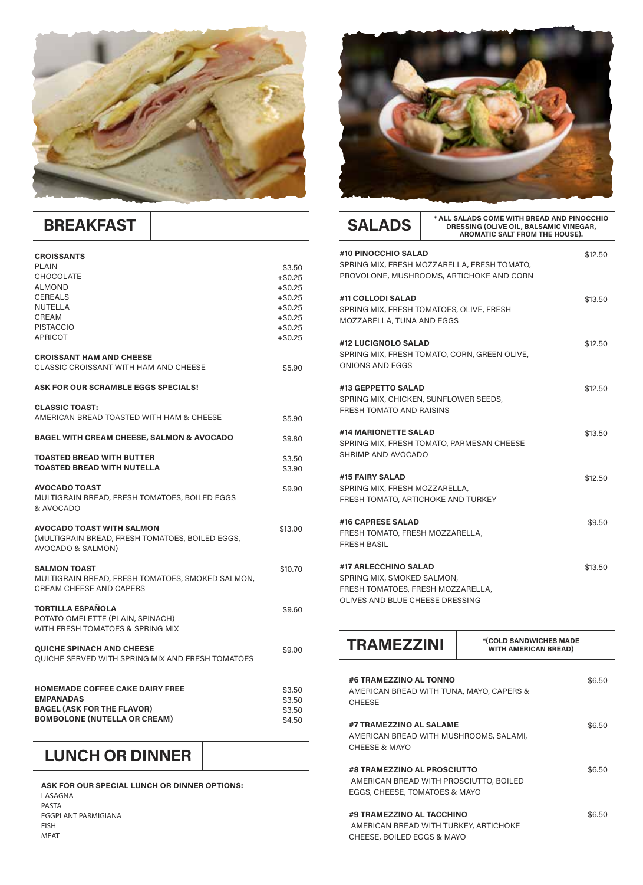## BREAKFAST

**CROISSANTS**

| | |
|---|---|
| PLAIN | $3.50 |
| CHOCOLATE | +$0.25 |
| ALMOND | +$0.25 |
| CEREALS | +$0.25 |
| NUTELLA | +$0.25 |
| CREAM | +$0.25 |
| PISTACCIO | +$0.25 |
| APRICOT | +$0.25 |

**CROISSANT HAM AND CHEESE**
CLASSIC CROISSANT WITH HAM AND CHEESE — $5.90

**ASK FOR OUR SCRAMBLE EGGS SPECIALS!**

**CLASSIC TOAST:**
AMERICAN BREAD TOASTED WITH HAM & CHEESE — $5.90

**BAGEL WITH CREAM CHEESE, SALMON & AVOCADO** — $9.80

**TOASTED BREAD WITH BUTTER** — $3.50
**TOASTED BREAD WITH NUTELLA** — $3.90

**AVOCADO TOAST** — $9.90
MULTIGRAIN BREAD, FRESH TOMATOES, BOILED EGGS & AVOCADO

**AVOCADO TOAST WITH SALMON** — $13.00
(MULTIGRAIN BREAD, FRESH TOMATOES, BOILED EGGS, AVOCADO & SALMON)

**SALMON TOAST** — $10.70
MULTIGRAIN BREAD, FRESH TOMATOES, SMOKED SALMON, CREAM CHEESE AND CAPERS

**TORTILLA ESPAÑOLA** — $9.60
POTATO OMELETTE (PLAIN, SPINACH) WITH FRESH TOMATOES & SPRING MIX

**QUICHE SPINACH AND CHEESE** — $9.00
QUICHE SERVED WITH SPRING MIX AND FRESH TOMATOES

**HOMEMADE COFFEE CAKE DAIRY FREE** — $3.50
**EMPANADAS** — $3.50
**BAGEL (ASK FOR THE FLAVOR)** — $3.50
**BOMBOLONE (NUTELLA OR CREAM)** — $4.50

## LUNCH OR DINNER

**ASK FOR OUR SPECIAL LUNCH OR DINNER OPTIONS:**
LASAGNA
PASTA
EGGPLANT PARMIGIANA
FISH
MEAT

## SALADS

*** ALL SALADS COME WITH BREAD AND PINOCCHIO DRESSING (OLIVE OIL, BALSAMIC VINEGAR, AROMATIC SALT FROM THE HOUSE).**

**#10 PINOCCHIO SALAD** — $12.50
SPRING MIX, FRESH MOZZARELLA, FRESH TOMATO, PROVOLONE, MUSHROOMS, ARTICHOKE AND CORN

**#11 COLLODI SALAD** — $13.50
SPRING MIX, FRESH TOMATOES, OLIVE, FRESH MOZZARELLA, TUNA AND EGGS

**#12 LUCIGNOLO SALAD** — $12.50
SPRING MIX, FRESH TOMATO, CORN, GREEN OLIVE, ONIONS AND EGGS

**#13 GEPPETTO SALAD** — $12.50
SPRING MIX, CHICKEN, SUNFLOWER SEEDS, FRESH TOMATO AND RAISINS

**#14 MARIONETTE SALAD** — $13.50
SPRING MIX, FRESH TOMATO, PARMESAN CHEESE SHRIMP AND AVOCADO

**#15 FAIRY SALAD** — $12.50
SPRING MIX, FRESH MOZZARELLA, FRESH TOMATO, ARTICHOKE AND TURKEY

**#16 CAPRESE SALAD** — $9.50
FRESH TOMATO, FRESH MOZZARELLA, FRESH BASIL

**#17 ARLECCHINO SALAD** — $13.50
SPRING MIX, SMOKED SALMON, FRESH TOMATOES, FRESH MOZZARELLA, OLIVES AND BLUE CHEESE DRESSING

## TRAMEZZINI

***(COLD SANDWICHES MADE WITH AMERICAN BREAD)**

**#6 TRAMEZZINO AL TONNO** — $6.50
AMERICAN BREAD WITH TUNA, MAYO, CAPERS & CHEESE

**#7 TRAMEZZINO AL SALAME** — $6.50
AMERICAN BREAD WITH MUSHROOMS, SALAMI, CHEESE & MAYO

**#8 TRAMEZZINO AL PROSCIUTTO** — $6.50
AMERICAN BREAD WITH PROSCIUTTO, BOILED EGGS, CHEESE, TOMATOES & MAYO

**#9 TRAMEZZINO AL TACCHINO** — $6.50
AMERICAN BREAD WITH TURKEY, ARTICHOKE CHEESE, BOILED EGGS & MAYO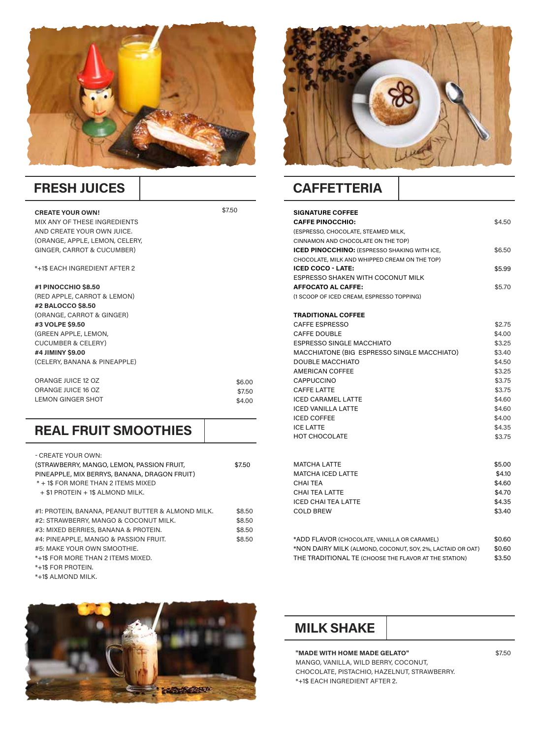## FRESH JUICES

**CREATE YOUR OWN!** $7.50
MIX ANY OF THESE INGREDIENTS AND CREATE YOUR OWN JUICE.
(ORANGE, APPLE, LEMON, CELERY, GINGER, CARROT & CUCUMBER)

*+1$ EACH INGREDIENT AFTER 2

**#1 PINOCCHIO $8.50**
(RED APPLE, CARROT & LEMON)
**#2 BALOCCO $8.50**
(ORANGE, CARROT & GINGER)
**#3 VOLPE $9.50**
(GREEN APPLE, LEMON, CUCUMBER & CELERY)
**#4 JIMINY $9.00**
(CELERY, BANANA & PINEAPPLE)

| | |
|---|---|
| ORANGE JUICE 12 OZ | $6.00 |
| ORANGE JUICE 16 OZ | $7.50 |
| LEMON GINGER SHOT | $4.00 |

## REAL FRUIT SMOOTHIES

- CREATE YOUR OWN:
(STRAWBERRY, MANGO, LEMON, PASSION FRUIT, PINEAPPLE, MIX BERRYS, BANANA, DRAGON FRUIT) $7.50
* + 1$ FOR MORE THAN 2 ITEMS MIXED
+ $1 PROTEIN + 1$ ALMOND MILK.

| | |
|---|---|
| #1: PROTEIN, BANANA, PEANUT BUTTER & ALMOND MILK. | $8.50 |
| #2: STRAWBERRY, MANGO & COCONUT MILK. | $8.50 |
| #3: MIXED BERRIES, BANANA & PROTEIN. | $8.50 |
| #4: PINEAPPLE, MANGO & PASSION FRUIT. | $8.50 |
| #5: MAKE YOUR OWN SMOOTHIE. | |

*+1$ FOR MORE THAN 2 ITEMS MIXED.
*+1$ FOR PROTEIN.
*+1$ ALMOND MILK.

## CAFFETTERIA

**SIGNATURE COFFEE**

**CAFFE PINOCCHIO:** $4.50
(ESPRESSO, CHOCOLATE, STEAMED MILK, CINNAMON AND CHOCOLATE ON THE TOP)

**ICED PINOCCHINO:** (ESPRESSO SHAKING WITH ICE, CHOCOLATE, MILK AND WHIPPED CREAM ON THE TOP) $6.50

**ICED COCO - LATE:** $5.99
ESPRESSO SHAKEN WITH COCONUT MILK

**AFFOCATO AL CAFFE:** $5.70
(1 SCOOP OF ICED CREAM, ESPRESSO TOPPING)

**TRADITIONAL COFFEE**

| | |
|---|---|
| CAFFE ESPRESSO | $2.75 |
| CAFFE DOUBLE | $4.00 |
| ESPRESSO SINGLE MACCHIATO | $3.25 |
| MACCHIATONE (BIG ESPRESSO SINGLE MACCHIATO) | $3.40 |
| DOUBLE MACCHIATO | $4.50 |
| AMERICAN COFFEE | $3.25 |
| CAPPUCCINO | $3.75 |
| CAFFE LATTE | $3.75 |
| ICED CARAMEL LATTE | $4.60 |
| ICED VANILLA LATTE | $4.60 |
| ICED COFFEE | $4.00 |
| ICE LATTE | $4.35 |
| HOT CHOCOLATE | $3.75 |

| | |
|---|---|
| MATCHA LATTE | $5.00 |
| MATCHA ICED LATTE | $4.10 |
| CHAI TEA | $4.60 |
| CHAI TEA LATTE | $4.70 |
| ICED CHAI TEA LATTE | $4.35 |
| COLD BREW | $3.40 |

| | |
|---|---|
| *ADD FLAVOR (CHOCOLATE, VANILLA OR CARAMEL) | $0.60 |
| *NON DAIRY MILK (ALMOND, COCONUT, SOY, 2%, LACTAID OR OAT) | $0.60 |
| THE TRADITIONAL TE (CHOOSE THE FLAVOR AT THE STATION) | $3.50 |

## MILK SHAKE

**"MADE WITH HOME MADE GELATO"** $7.50
MANGO, VANILLA, WILD BERRY, COCONUT, CHOCOLATE, PISTACHIO, HAZELNUT, STRAWBERRY.
*+1$ EACH INGREDIENT AFTER 2.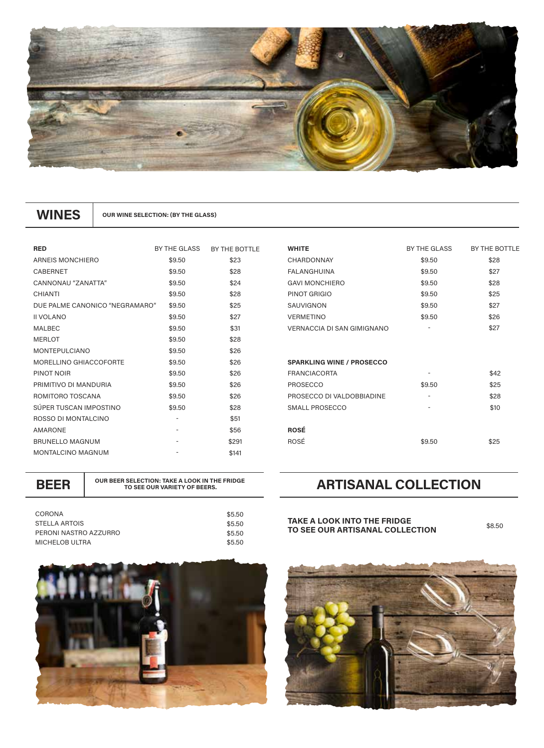## WINES

**OUR WINE SELECTION: (BY THE GLASS)**

| **RED** | BY THE GLASS | BY THE BOTTLE |
| --- | --- | --- |
| ARNEIS MONCHIERO | $9.50 | $23 |
| CABERNET | $9.50 | $28 |
| CANNONAU "ZANATTA" | $9.50 | $24 |
| CHIANTI | $9.50 | $28 |
| DUE PALME CANONICO "NEGRAMARO" | $9.50 | $25 |
| Il VOLANO | $9.50 | $27 |
| MALBEC | $9.50 | $31 |
| MERLOT | $9.50 | $28 |
| MONTEPULCIANO | $9.50 | $26 |
| MORELLINO GHIACCOFORTE | $9.50 | $26 |
| PINOT NOIR | $9.50 | $26 |
| PRIMITIVO DI MANDURIA | $9.50 | $26 |
| ROMITORO TOSCANA | $9.50 | $26 |
| SÚPER TUSCAN IMPOSTINO | $9.50 | $28 |
| ROSSO DI MONTALCINO | - | $51 |
| AMARONE | - | $56 |
| BRUNELLO MAGNUM | - | $291 |
| MONTALCINO MAGNUM | - | $141 |

| **WHITE** | BY THE GLASS | BY THE BOTTLE |
| --- | --- | --- |
| CHARDONNAY | $9.50 | $28 |
| FALANGHUINA | $9.50 | $27 |
| GAVI MONCHIERO | $9.50 | $28 |
| PINOT GRIGIO | $9.50 | $25 |
| SAUVIGNON | $9.50 | $27 |
| VERMETINO | $9.50 | $26 |
| VERNACCIA DI SAN GIMIGNANO | - | $27 |
| **SPARKLING WINE / PROSECCO** | | |
| FRANCIACORTA | - | $42 |
| PROSECCO | $9.50 | $25 |
| PROSECCO DI VALDOBBIADINE | - | $28 |
| SMALL PROSECCO | - | $10 |
| **ROSÉ** | | |
| ROSÉ | $9.50 | $25 |

## BEER

**OUR BEER SELECTION: TAKE A LOOK IN THE FRIDGE TO SEE OUR VARIETY OF BEERS.**

| | |
| --- | --- |
| CORONA | $5.50 |
| STELLA ARTOIS | $5.50 |
| PERONI NASTRO AZZURRO | $5.50 |
| MICHELOB ULTRA | $5.50 |

## ARTISANAL COLLECTION

**TAKE A LOOK INTO THE FRIDGE TO SEE OUR ARTISANAL COLLECTION** $8.50